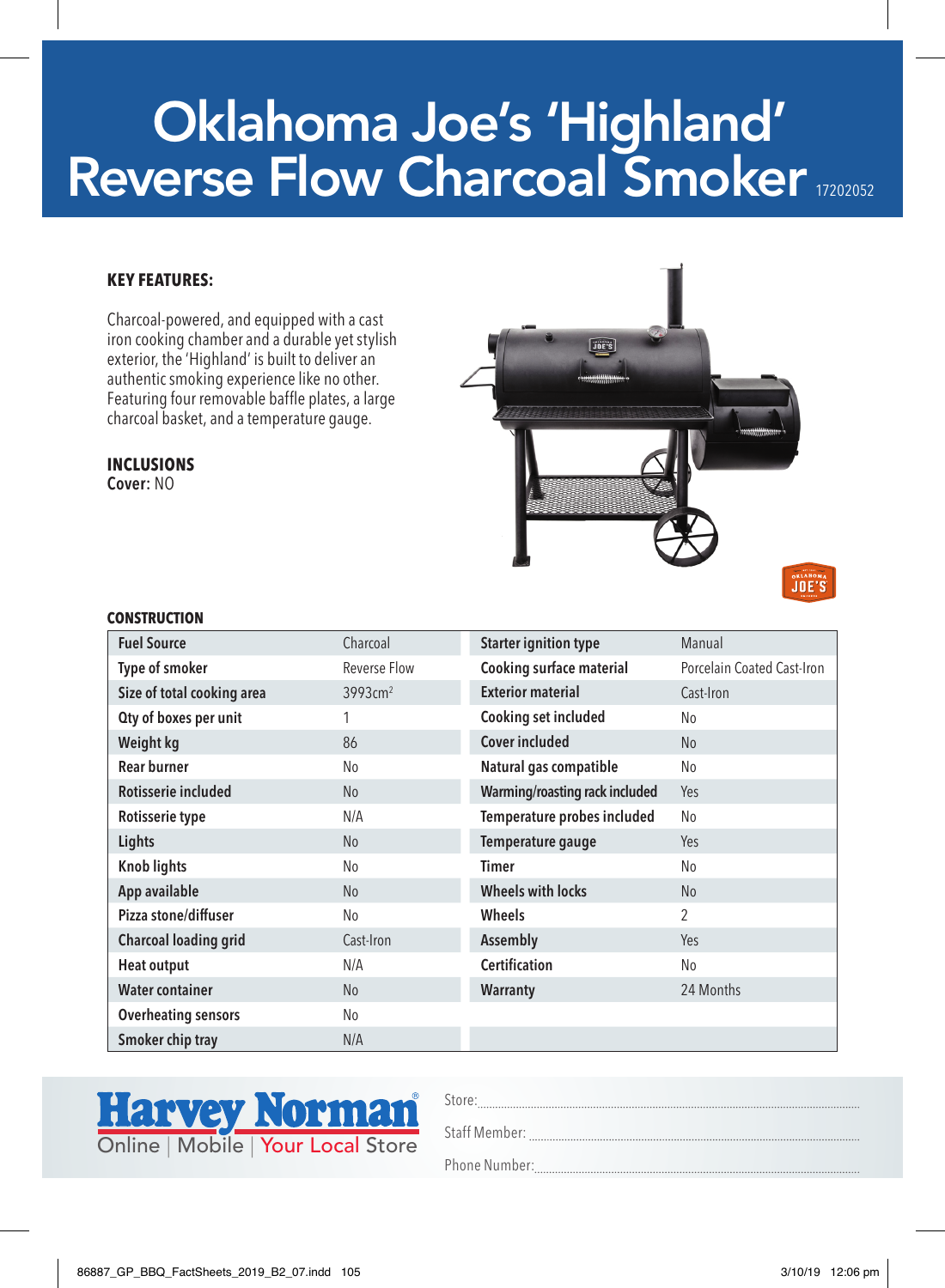# Oklahoma Joe's 'Highland' Reverse Flow Charcoal Smoker

17202052

**KEY FEATURES:**

Charcoal-powered, and equipped with a cast iron cooking chamber and a durable yet stylish exterior, the 'Highland' is built to deliver an authentic smoking experience like no other. Featuring four removable baffle plates, a large charcoal basket, and a temperature gauge.

**INCLUSIONS**

**Cover:** NO

**CONSTRUCTION**

| | | | |
|---|---|---|---|
| **Fuel Source** | Charcoal | **Starter ignition type** | Manual |
| **Type of smoker** | Reverse Flow | **Cooking surface material** | Porcelain Coated Cast-Iron |
| **Size of total cooking area** | 3993cm$^2$ | **Exterior material** | Cast-Iron |
| **Qty of boxes per unit** | 1 | **Cooking set included** | No |
| **Weight kg** | 86 | **Cover included** | No |
| **Rear burner** | No | **Natural gas compatible** | No |
| **Rotisserie included** | No | **Warming/roasting rack included** | Yes |
| **Rotisserie type** | N/A | **Temperature probes included** | No |
| **Lights** | No | **Temperature gauge** | Yes |
| **Knob lights** | No | **Timer** | No |
| **App available** | No | **Wheels with locks** | No |
| **Pizza stone/diffuser** | No | **Wheels** | 2 |
| **Charcoal loading grid** | Cast-Iron | **Assembly** | Yes |
| **Heat output** | N/A | **Certification** | No |
| **Water container** | No | **Warranty** | 24 Months |
| **Overheating sensors** | No | | |
| **Smoker chip tray** | N/A | | |

Harvey Norman
Online | Mobile | Your Local Store

Store: ...........................................

Staff Member: ...........................................

Phone Number: ...........................................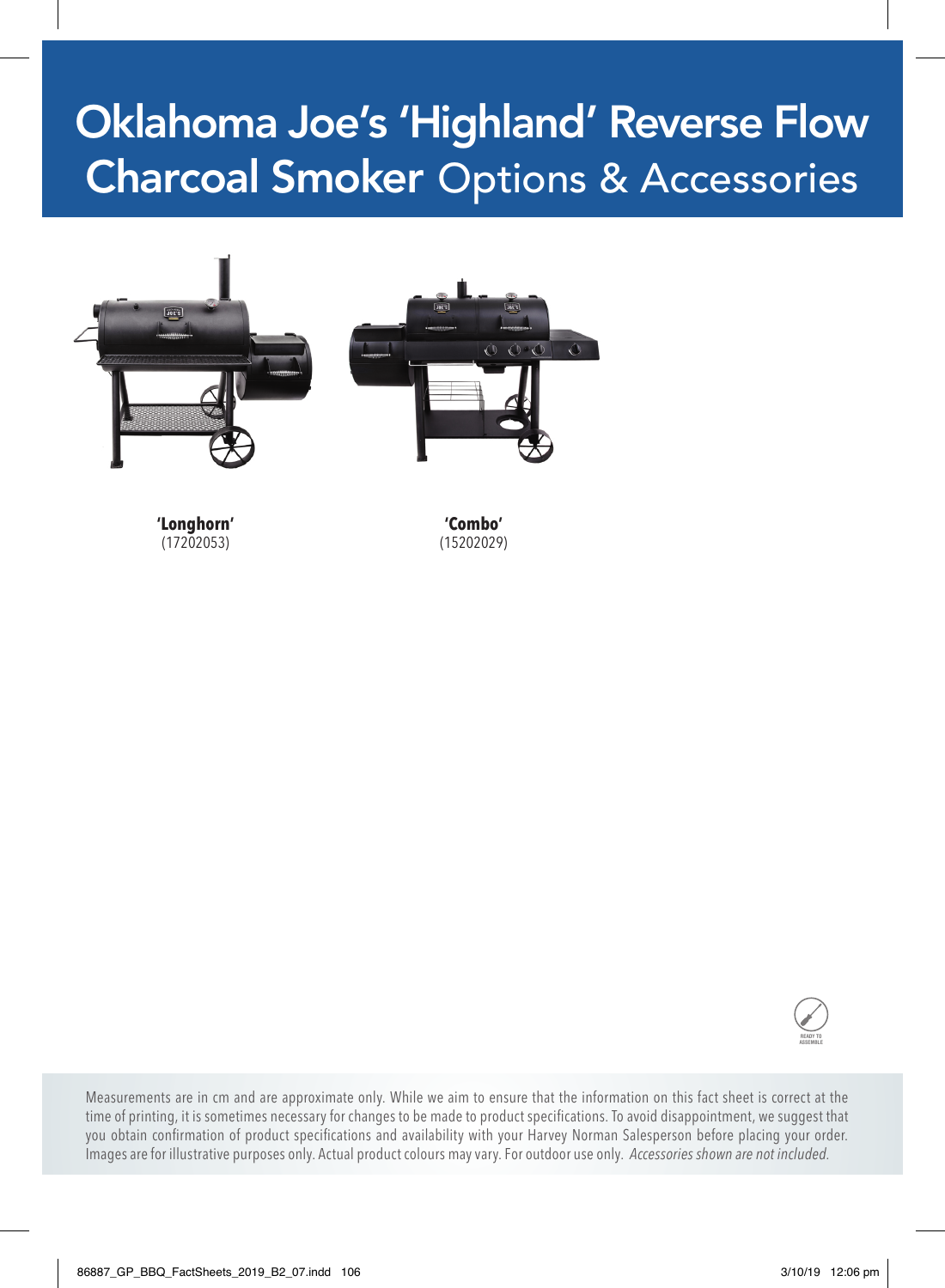# Oklahoma Joe's 'Highland' Reverse Flow Charcoal Smoker Options & Accessories

**'Longhorn'**
(17202053)

**'Combo'**
(15202029)

READY TO ASSEMBLE

Measurements are in cm and are approximate only. While we aim to ensure that the information on this fact sheet is correct at the time of printing, it is sometimes necessary for changes to be made to product specifications. To avoid disappointment, we suggest that you obtain confirmation of product specifications and availability with your Harvey Norman Salesperson before placing your order. Images are for illustrative purposes only. Actual product colours may vary. For outdoor use only. *Accessories shown are not included.*